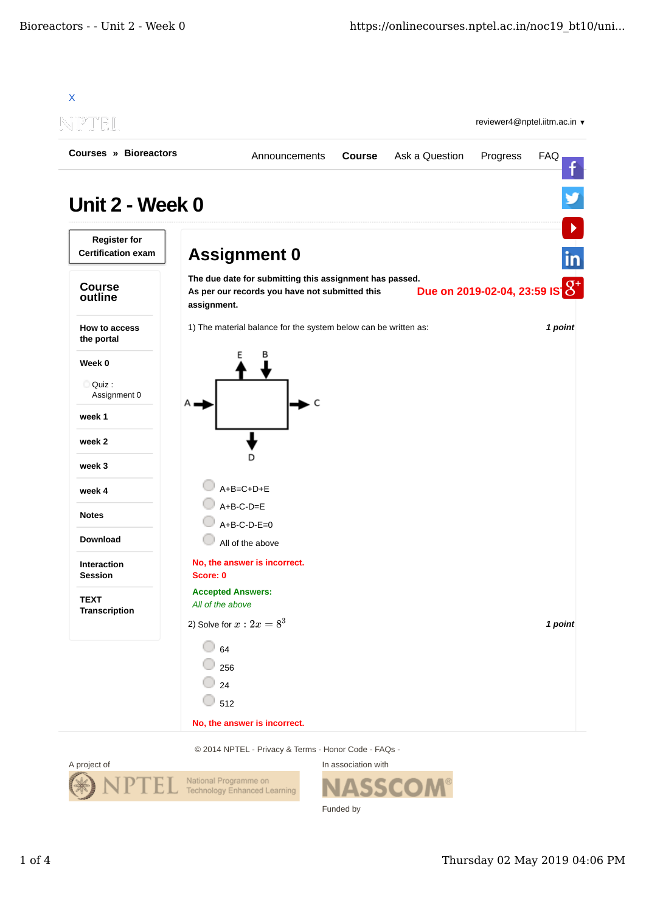X

reviewer4@nptel.iitm.ac.in ▾

Courses » Bioreactors

Announcements | Course | Ask a Question | Progress | FAQ

# Unit 2 - Week 0

**Register for Certification exam**

**Course outline**

- How to access the portal
- Week 0
  - Quiz : Assignment 0
- week 1
- week 2
- week 3
- week 4
- Notes
- Download
- Interaction Session
- TEXT Transcription

## Assignment 0

**The due date for submitting this assignment has passed.**
**As per our records you have not submitted this assignment.**

**Due on 2019-02-04, 23:59 IST.**

1) The material balance for the system below can be written as: ***1 point***

A → [system] → C, with E leaving from the top, B entering from the top, and D leaving from the bottom.

- A+B=C+D+E
- A+B-C-D=E
- A+B-C-D-E=0
- All of the above

**No, the answer is incorrect.**
**Score: 0**

**Accepted Answers:**
*All of the above*

2) Solve for $x$ : $2x = 8^3$ ***1 point***

- 64
- 256
- 24
- 512

**No, the answer is incorrect.**

© 2014 NPTEL - Privacy & Terms - Honor Code - FAQs -

A project of NPTEL National Programme on Technology Enhanced Learning

In association with NASSCOM

Funded by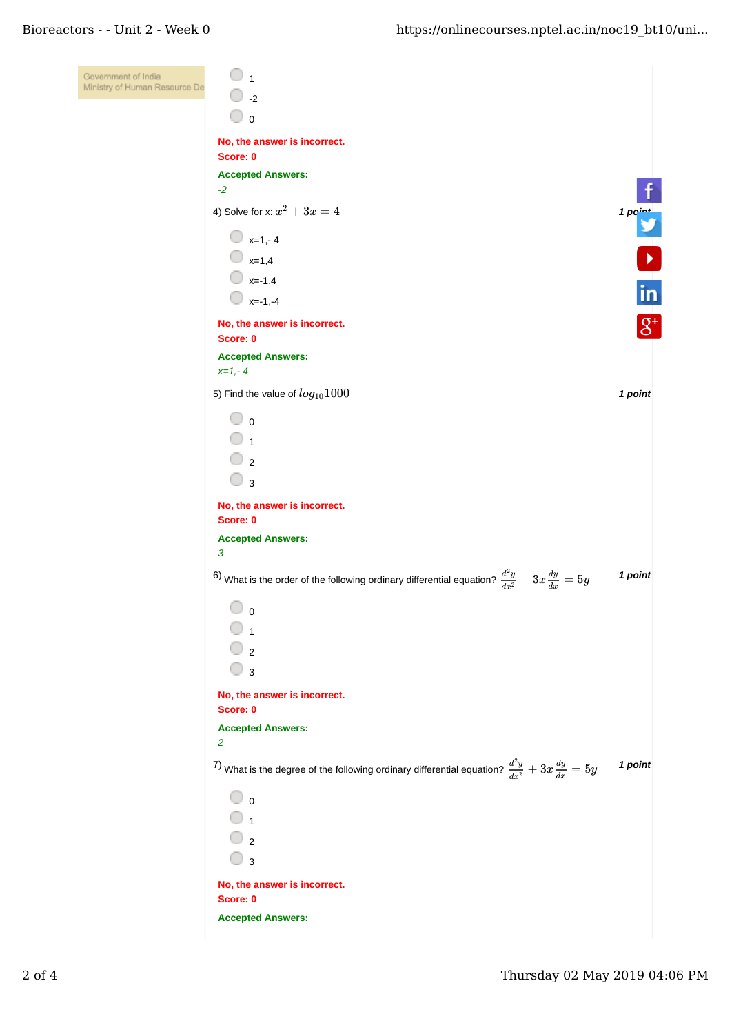- 1
- -2
- 0

No, the answer is incorrect.
Score: 0

**Accepted Answers:**
*-2*

4) Solve for x: $x^2 + 3x = 4$ **1 point**

- x=1,- 4
- x=1,4
- x=-1,4
- x=-1,-4

No, the answer is incorrect.
Score: 0

**Accepted Answers:**
*x=1,- 4*

5) Find the value of $log_{10}1000$ **1 point**

- 0
- 1
- 2
- 3

No, the answer is incorrect.
Score: 0

**Accepted Answers:**
*3*

6) What is the order of the following ordinary differential equation? $\frac{d^2y}{dx^2} + 3x\frac{dy}{dx} = 5y$ **1 point**

- 0
- 1
- 2
- 3

No, the answer is incorrect.
Score: 0

**Accepted Answers:**
*2*

7) What is the degree of the following ordinary differential equation? $\frac{d^2y}{dx^2} + 3x\frac{dy}{dx} = 5y$ **1 point**

- 0
- 1
- 2
- 3

No, the answer is incorrect.
Score: 0

**Accepted Answers:**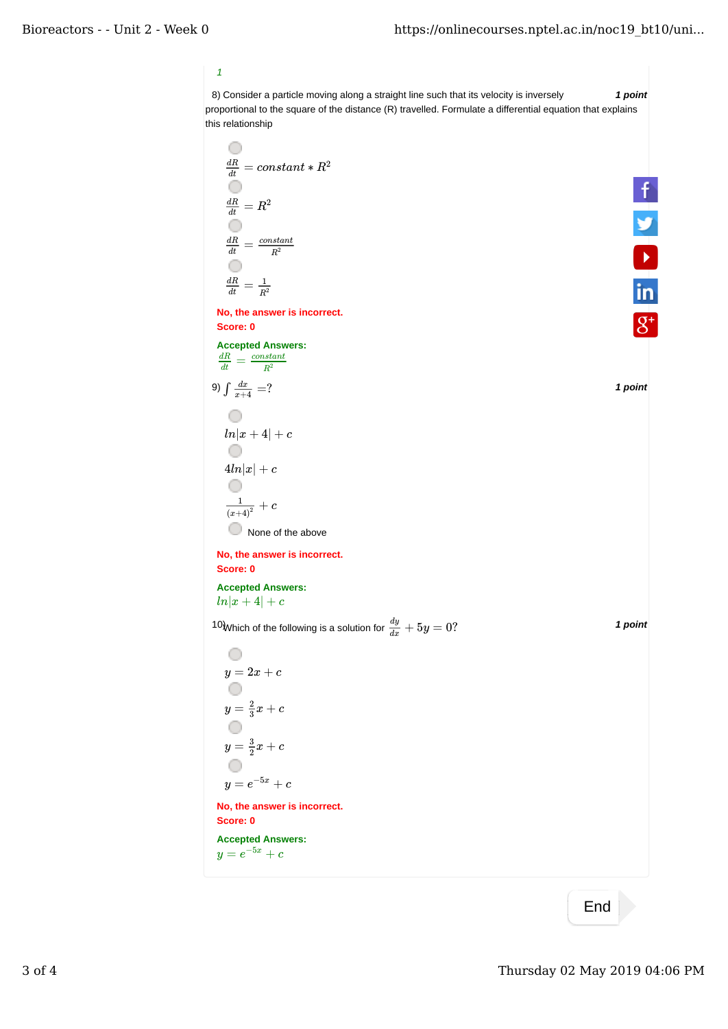1

8) Consider a particle moving along a straight line such that its velocity is inversely proportional to the square of the distance (R) travelled. Formulate a differential equation that explains this relationship **1 point**

- $\frac{dR}{dt} = constant * R^2$
- $\frac{dR}{dt} = R^2$
- $\frac{dR}{dt} = \frac{constant}{R^2}$
- $\frac{dR}{dt} = \frac{1}{R^2}$

**No, the answer is incorrect.**
**Score: 0**

**Accepted Answers:**
$\frac{dR}{dt} = \frac{constant}{R^2}$

9) $\int \frac{dx}{x+4} = ?$ **1 point**

- $ln|x+4| + c$
- $4ln|x| + c$
- $\frac{1}{(x+4)^2} + c$
- None of the above

**No, the answer is incorrect.**
**Score: 0**

**Accepted Answers:**
$ln|x+4| + c$

10) Which of the following is a solution for $\frac{dy}{dx} + 5y = 0$? **1 point**

- $y = 2x + c$
- $y = \frac{2}{3}x + c$
- $y = \frac{3}{2}x + c$
- $y = e^{-5x} + c$

**No, the answer is incorrect.**
**Score: 0**

**Accepted Answers:**
$y = e^{-5x} + c$

End